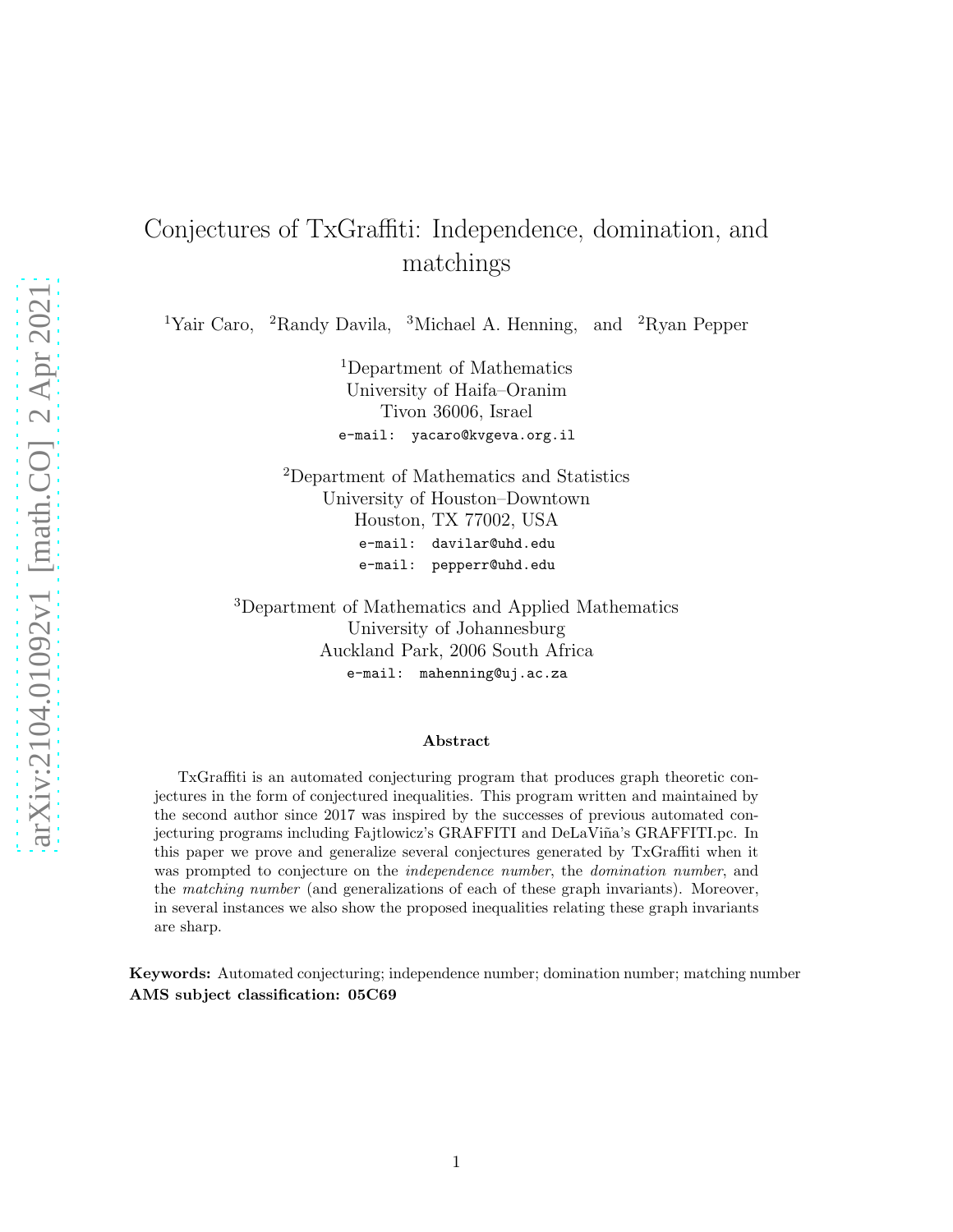# Conjectures of TxGraffiti: Independence, domination, and matchings

[1]Yair Caro, [2]Randy Davila, [3]Michael A. Henning, and [2]Ryan Pepper

[1]Department of Mathematics
University of Haifa–Oranim
Tivon 36006, Israel
e-mail: yacaro@kvgeva.org.il

[2]Department of Mathematics and Statistics
University of Houston–Downtown
Houston, TX 77002, USA
e-mail: davilar@uhd.edu
e-mail: pepperr@uhd.edu

[3]Department of Mathematics and Applied Mathematics
University of Johannesburg
Auckland Park, 2006 South Africa
e-mail: mahenning@uj.ac.za

## Abstract

TxGraffiti is an automated conjecturing program that produces graph theoretic conjectures in the form of conjectured inequalities. This program written and maintained by the second author since 2017 was inspired by the successes of previous automated conjecturing programs including Fajtlowicz's GRAFFITI and DeLaViña's GRAFFITI.pc. In this paper we prove and generalize several conjectures generated by TxGraffiti when it was prompted to conjecture on the *independence number*, the *domination number*, and the *matching number* (and generalizations of each of these graph invariants). Moreover, in several instances we also show the proposed inequalities relating these graph invariants are sharp.

**Keywords:** Automated conjecturing; independence number; domination number; matching number
**AMS subject classification: 05C69**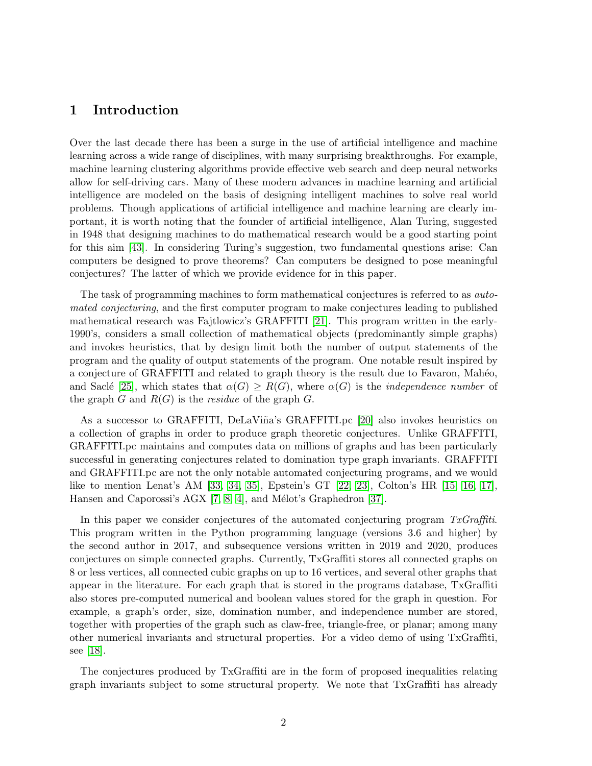## 1 Introduction

Over the last decade there has been a surge in the use of artificial intelligence and machine learning across a wide range of disciplines, with many surprising breakthroughs. For example, machine learning clustering algorithms provide effective web search and deep neural networks allow for self-driving cars. Many of these modern advances in machine learning and artificial intelligence are modeled on the basis of designing intelligent machines to solve real world problems. Though applications of artificial intelligence and machine learning are clearly important, it is worth noting that the founder of artificial intelligence, Alan Turing, suggested in 1948 that designing machines to do mathematical research would be a good starting point for this aim [43]. In considering Turing's suggestion, two fundamental questions arise: Can computers be designed to prove theorems? Can computers be designed to pose meaningful conjectures? The latter of which we provide evidence for in this paper.

The task of programming machines to form mathematical conjectures is referred to as *automated conjecturing*, and the first computer program to make conjectures leading to published mathematical research was Fajtlowicz's GRAFFITI [21]. This program written in the early-1990's, considers a small collection of mathematical objects (predominantly simple graphs) and invokes heuristics, that by design limit both the number of output statements of the program and the quality of output statements of the program. One notable result inspired by a conjecture of GRAFFITI and related to graph theory is the result due to Favaron, Mahéo, and Saclé [25], which states that $\alpha(G) \geq R(G)$, where $\alpha(G)$ is the *independence number* of the graph $G$ and $R(G)$ is the *residue* of the graph $G$.

As a successor to GRAFFITI, DeLaViña's GRAFFITI.pc [20] also invokes heuristics on a collection of graphs in order to produce graph theoretic conjectures. Unlike GRAFFITI, GRAFFITI.pc maintains and computes data on millions of graphs and has been particularly successful in generating conjectures related to domination type graph invariants. GRAFFITI and GRAFFITI.pc are not the only notable automated conjecturing programs, and we would like to mention Lenat's AM [33, 34, 35], Epstein's GT [22, 23], Colton's HR [15, 16, 17], Hansen and Caporossi's AGX [7, 8, 4], and Mélot's Graphedron [37].

In this paper we consider conjectures of the automated conjecturing program *TxGraffiti*. This program written in the Python programming language (versions 3.6 and higher) by the second author in 2017, and subsequence versions written in 2019 and 2020, produces conjectures on simple connected graphs. Currently, TxGraffiti stores all connected graphs on 8 or less vertices, all connected cubic graphs on up to 16 vertices, and several other graphs that appear in the literature. For each graph that is stored in the programs database, TxGraffiti also stores pre-computed numerical and boolean values stored for the graph in question. For example, a graph's order, size, domination number, and independence number are stored, together with properties of the graph such as claw-free, triangle-free, or planar; among many other numerical invariants and structural properties. For a video demo of using TxGraffiti, see [18].

The conjectures produced by TxGraffiti are in the form of proposed inequalities relating graph invariants subject to some structural property. We note that TxGraffiti has already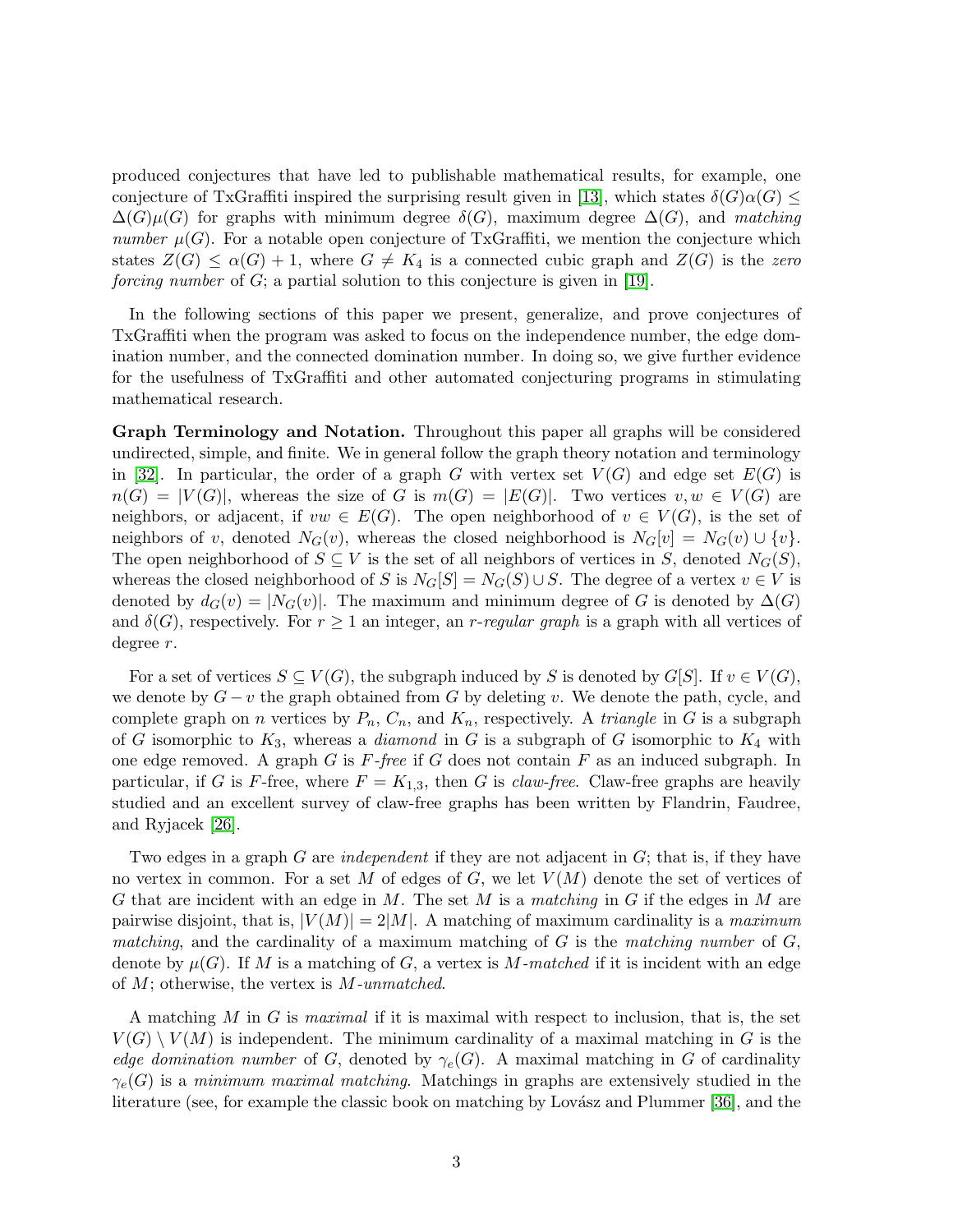produced conjectures that have led to publishable mathematical results, for example, one conjecture of TxGraffiti inspired the surprising result given in [13], which states $\delta(G)\alpha(G) \le \Delta(G)\mu(G)$ for graphs with minimum degree $\delta(G)$, maximum degree $\Delta(G)$, and *matching number* $\mu(G)$. For a notable open conjecture of TxGraffiti, we mention the conjecture which states $Z(G) \le \alpha(G) + 1$, where $G \ne K_4$ is a connected cubic graph and $Z(G)$ is the *zero forcing number* of $G$; a partial solution to this conjecture is given in [19].

In the following sections of this paper we present, generalize, and prove conjectures of TxGraffiti when the program was asked to focus on the independence number, the edge domination number, and the connected domination number. In doing so, we give further evidence for the usefulness of TxGraffiti and other automated conjecturing programs in stimulating mathematical research.

**Graph Terminology and Notation.** Throughout this paper all graphs will be considered undirected, simple, and finite. We in general follow the graph theory notation and terminology in [32]. In particular, the order of a graph $G$ with vertex set $V(G)$ and edge set $E(G)$ is $n(G) = |V(G)|$, whereas the size of $G$ is $m(G) = |E(G)|$. Two vertices $v, w \in V(G)$ are neighbors, or adjacent, if $vw \in E(G)$. The open neighborhood of $v \in V(G)$, is the set of neighbors of $v$, denoted $N_G(v)$, whereas the closed neighborhood is $N_G[v] = N_G(v) \cup \{v\}$. The open neighborhood of $S \subseteq V$ is the set of all neighbors of vertices in $S$, denoted $N_G(S)$, whereas the closed neighborhood of $S$ is $N_G[S] = N_G(S) \cup S$. The degree of a vertex $v \in V$ is denoted by $d_G(v) = |N_G(v)|$. The maximum and minimum degree of $G$ is denoted by $\Delta(G)$ and $\delta(G)$, respectively. For $r \ge 1$ an integer, an *r-regular graph* is a graph with all vertices of degree $r$.

For a set of vertices $S \subseteq V(G)$, the subgraph induced by $S$ is denoted by $G[S]$. If $v \in V(G)$, we denote by $G - v$ the graph obtained from $G$ by deleting $v$. We denote the path, cycle, and complete graph on $n$ vertices by $P_n$, $C_n$, and $K_n$, respectively. A *triangle* in $G$ is a subgraph of $G$ isomorphic to $K_3$, whereas a *diamond* in $G$ is a subgraph of $G$ isomorphic to $K_4$ with one edge removed. A graph $G$ is *F-free* if $G$ does not contain $F$ as an induced subgraph. In particular, if $G$ is $F$-free, where $F = K_{1,3}$, then $G$ is *claw-free*. Claw-free graphs are heavily studied and an excellent survey of claw-free graphs has been written by Flandrin, Faudree, and Ryjacek [26].

Two edges in a graph $G$ are *independent* if they are not adjacent in $G$; that is, if they have no vertex in common. For a set $M$ of edges of $G$, we let $V(M)$ denote the set of vertices of $G$ that are incident with an edge in $M$. The set $M$ is a *matching* in $G$ if the edges in $M$ are pairwise disjoint, that is, $|V(M)| = 2|M|$. A matching of maximum cardinality is a *maximum matching*, and the cardinality of a maximum matching of $G$ is the *matching number* of $G$, denote by $\mu(G)$. If $M$ is a matching of $G$, a vertex is *M-matched* if it is incident with an edge of $M$; otherwise, the vertex is *M-unmatched*.

A matching $M$ in $G$ is *maximal* if it is maximal with respect to inclusion, that is, the set $V(G) \setminus V(M)$ is independent. The minimum cardinality of a maximal matching in $G$ is the *edge domination number* of $G$, denoted by $\gamma_e(G)$. A maximal matching in $G$ of cardinality $\gamma_e(G)$ is a *minimum maximal matching*. Matchings in graphs are extensively studied in the literature (see, for example the classic book on matching by Lovász and Plummer [36], and the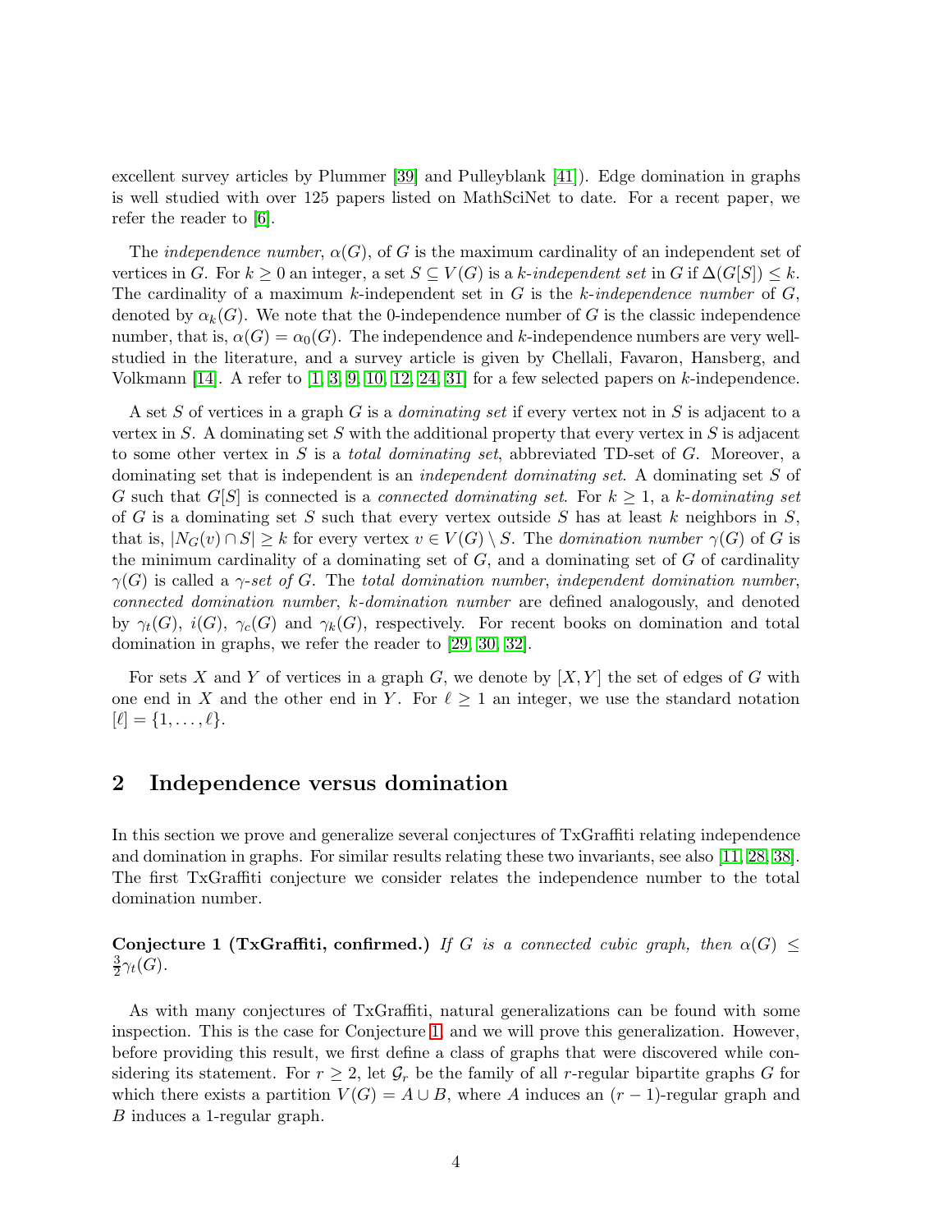excellent survey articles by Plummer [39] and Pulleyblank [41]). Edge domination in graphs is well studied with over 125 papers listed on MathSciNet to date. For a recent paper, we refer the reader to [6].

The *independence number*, $\alpha(G)$, of $G$ is the maximum cardinality of an independent set of vertices in $G$. For $k \geq 0$ an integer, a set $S \subseteq V(G)$ is a *$k$-independent set* in $G$ if $\Delta(G[S]) \leq k$. The cardinality of a maximum $k$-independent set in $G$ is the *$k$-independence number* of $G$, denoted by $\alpha_k(G)$. We note that the 0-independence number of $G$ is the classic independence number, that is, $\alpha(G) = \alpha_0(G)$. The independence and $k$-independence numbers are very well-studied in the literature, and a survey article is given by Chellali, Favaron, Hansberg, and Volkmann [14]. A refer to [1, 3, 9, 10, 12, 24, 31] for a few selected papers on $k$-independence.

A set $S$ of vertices in a graph $G$ is a *dominating set* if every vertex not in $S$ is adjacent to a vertex in $S$. A dominating set $S$ with the additional property that every vertex in $S$ is adjacent to some other vertex in $S$ is a *total dominating set*, abbreviated TD-set of $G$. Moreover, a dominating set that is independent is an *independent dominating set*. A dominating set $S$ of $G$ such that $G[S]$ is connected is a *connected dominating set*. For $k \geq 1$, a *$k$-dominating set* of $G$ is a dominating set $S$ such that every vertex outside $S$ has at least $k$ neighbors in $S$, that is, $|N_G(v) \cap S| \geq k$ for every vertex $v \in V(G) \setminus S$. The *domination number* $\gamma(G)$ of $G$ is the minimum cardinality of a dominating set of $G$, and a dominating set of $G$ of cardinality $\gamma(G)$ is called a *$\gamma$-set of $G$*. The *total domination number*, *independent domination number*, *connected domination number*, *$k$-domination number* are defined analogously, and denoted by $\gamma_t(G)$, $i(G)$, $\gamma_c(G)$ and $\gamma_k(G)$, respectively. For recent books on domination and total domination in graphs, we refer the reader to [29, 30, 32].

For sets $X$ and $Y$ of vertices in a graph $G$, we denote by $[X, Y]$ the set of edges of $G$ with one end in $X$ and the other end in $Y$. For $\ell \geq 1$ an integer, we use the standard notation $[\ell] = \{1, \ldots, \ell\}$.

## 2 Independence versus domination

In this section we prove and generalize several conjectures of TxGraffiti relating independence and domination in graphs. For similar results relating these two invariants, see also [11, 28, 38]. The first TxGraffiti conjecture we consider relates the independence number to the total domination number.

**Conjecture 1 (TxGraffiti, confirmed.)** *If $G$ is a connected cubic graph, then $\alpha(G) \leq \frac{3}{2}\gamma_t(G)$.*

As with many conjectures of TxGraffiti, natural generalizations can be found with some inspection. This is the case for Conjecture 1, and we will prove this generalization. However, before providing this result, we first define a class of graphs that were discovered while considering its statement. For $r \geq 2$, let $\mathcal{G}_r$ be the family of all $r$-regular bipartite graphs $G$ for which there exists a partition $V(G) = A \cup B$, where $A$ induces an $(r-1)$-regular graph and $B$ induces a 1-regular graph.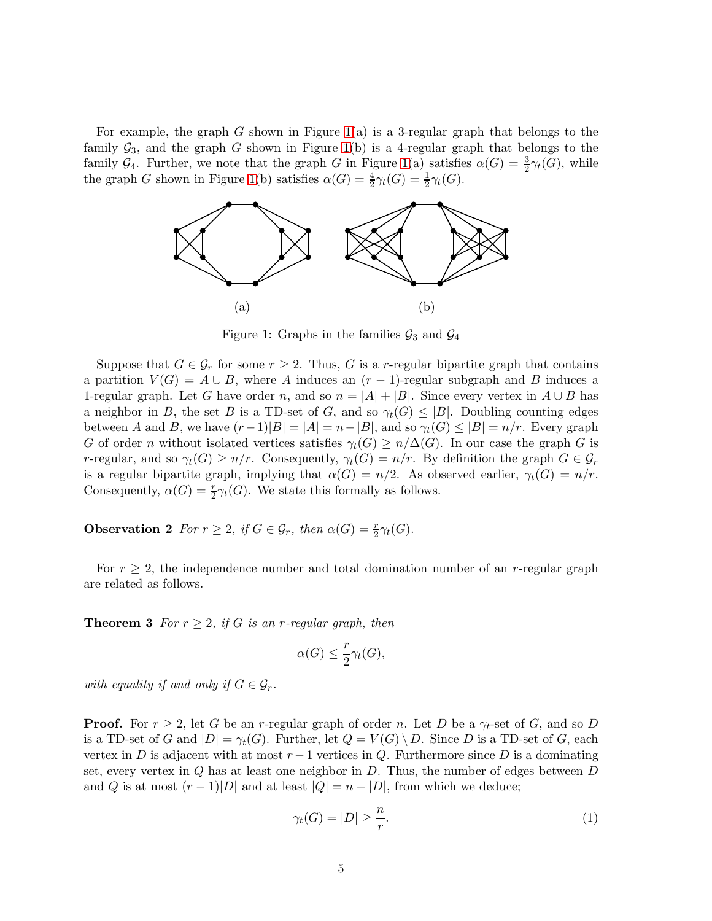For example, the graph $G$ shown in Figure 1(a) is a 3-regular graph that belongs to the family $\mathcal{G}_3$, and the graph $G$ shown in Figure 1(b) is a 4-regular graph that belongs to the family $\mathcal{G}_4$. Further, we note that the graph $G$ in Figure 1(a) satisfies $\alpha(G) = \frac{3}{2}\gamma_t(G)$, while the graph $G$ shown in Figure 1(b) satisfies $\alpha(G) = \frac{4}{2}\gamma_t(G) = \frac{1}{2}\gamma_t(G)$.

(a) (b)

Figure 1: Graphs in the families $\mathcal{G}_3$ and $\mathcal{G}_4$

Suppose that $G \in \mathcal{G}_r$ for some $r \geq 2$. Thus, $G$ is a $r$-regular bipartite graph that contains a partition $V(G) = A \cup B$, where $A$ induces an $(r-1)$-regular subgraph and $B$ induces a 1-regular graph. Let $G$ have order $n$, and so $n = |A| + |B|$. Since every vertex in $A \cup B$ has a neighbor in $B$, the set $B$ is a TD-set of $G$, and so $\gamma_t(G) \leq |B|$. Doubling counting edges between $A$ and $B$, we have $(r-1)|B| = |A| = n - |B|$, and so $\gamma_t(G) \leq |B| = n/r$. Every graph $G$ of order $n$ without isolated vertices satisfies $\gamma_t(G) \geq n/\Delta(G)$. In our case the graph $G$ is $r$-regular, and so $\gamma_t(G) \geq n/r$. Consequently, $\gamma_t(G) = n/r$. By definition the graph $G \in \mathcal{G}_r$ is a regular bipartite graph, implying that $\alpha(G) = n/2$. As observed earlier, $\gamma_t(G) = n/r$. Consequently, $\alpha(G) = \frac{r}{2}\gamma_t(G)$. We state this formally as follows.

**Observation 2** *For $r \geq 2$, if $G \in \mathcal{G}_r$, then $\alpha(G) = \frac{r}{2}\gamma_t(G)$.*

For $r \geq 2$, the independence number and total domination number of an $r$-regular graph are related as follows.

**Theorem 3** *For $r \geq 2$, if $G$ is an $r$-regular graph, then*

$$\alpha(G) \leq \frac{r}{2}\gamma_t(G),$$

*with equality if and only if $G \in \mathcal{G}_r$.*

**Proof.** For $r \geq 2$, let $G$ be an $r$-regular graph of order $n$. Let $D$ be a $\gamma_t$-set of $G$, and so $D$ is a TD-set of $G$ and $|D| = \gamma_t(G)$. Further, let $Q = V(G) \setminus D$. Since $D$ is a TD-set of $G$, each vertex in $D$ is adjacent with at most $r-1$ vertices in $Q$. Furthermore since $D$ is a dominating set, every vertex in $Q$ has at least one neighbor in $D$. Thus, the number of edges between $D$ and $Q$ is at most $(r-1)|D|$ and at least $|Q| = n - |D|$, from which we deduce;

$$\gamma_t(G) = |D| \geq \frac{n}{r}. \tag{1}$$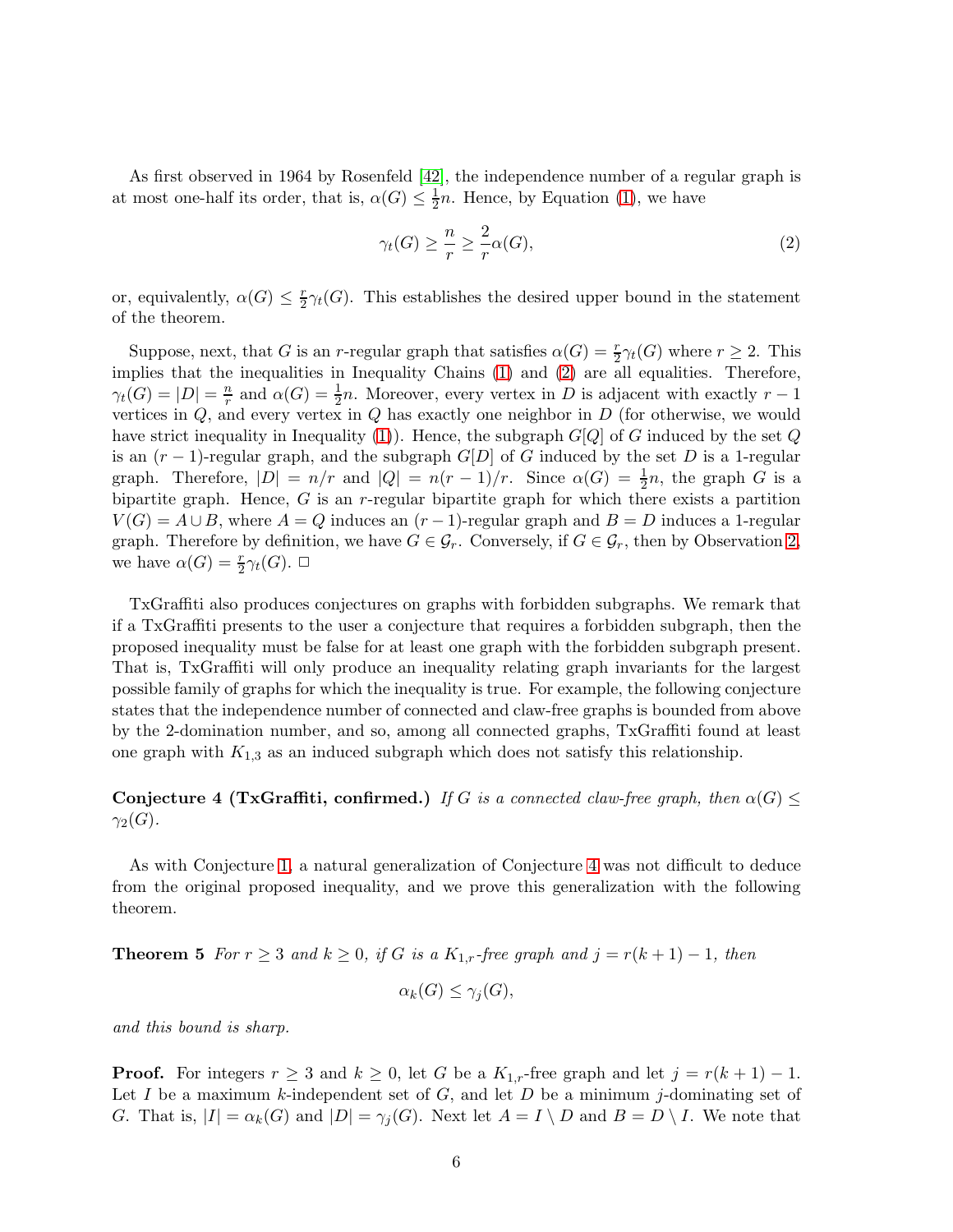As first observed in 1964 by Rosenfeld [42], the independence number of a regular graph is at most one-half its order, that is, $\alpha(G) \le \frac{1}{2}n$. Hence, by Equation (1), we have

$$\gamma_t(G) \ge \frac{n}{r} \ge \frac{2}{r}\alpha(G), \tag{2}$$

or, equivalently, $\alpha(G) \le \frac{r}{2}\gamma_t(G)$. This establishes the desired upper bound in the statement of the theorem.

Suppose, next, that $G$ is an $r$-regular graph that satisfies $\alpha(G) = \frac{r}{2}\gamma_t(G)$ where $r \ge 2$. This implies that the inequalities in Inequality Chains (1) and (2) are all equalities. Therefore, $\gamma_t(G) = |D| = \frac{n}{r}$ and $\alpha(G) = \frac{1}{2}n$. Moreover, every vertex in $D$ is adjacent with exactly $r-1$ vertices in $Q$, and every vertex in $Q$ has exactly one neighbor in $D$ (for otherwise, we would have strict inequality in Inequality (1)). Hence, the subgraph $G[Q]$ of $G$ induced by the set $Q$ is an $(r-1)$-regular graph, and the subgraph $G[D]$ of $G$ induced by the set $D$ is a 1-regular graph. Therefore, $|D| = n/r$ and $|Q| = n(r-1)/r$. Since $\alpha(G) = \frac{1}{2}n$, the graph $G$ is a bipartite graph. Hence, $G$ is an $r$-regular bipartite graph for which there exists a partition $V(G) = A \cup B$, where $A = Q$ induces an $(r-1)$-regular graph and $B = D$ induces a 1-regular graph. Therefore by definition, we have $G \in \mathcal{G}_r$. Conversely, if $G \in \mathcal{G}_r$, then by Observation 2, we have $\alpha(G) = \frac{r}{2}\gamma_t(G)$. $\Box$

TxGraffiti also produces conjectures on graphs with forbidden subgraphs. We remark that if a TxGraffiti presents to the user a conjecture that requires a forbidden subgraph, then the proposed inequality must be false for at least one graph with the forbidden subgraph present. That is, TxGraffiti will only produce an inequality relating graph invariants for the largest possible family of graphs for which the inequality is true. For example, the following conjecture states that the independence number of connected and claw-free graphs is bounded from above by the 2-domination number, and so, among all connected graphs, TxGraffiti found at least one graph with $K_{1,3}$ as an induced subgraph which does not satisfy this relationship.

**Conjecture 4 (TxGraffiti, confirmed.)** *If $G$ is a connected claw-free graph, then $\alpha(G) \le \gamma_2(G)$.*

As with Conjecture 1, a natural generalization of Conjecture 4 was not difficult to deduce from the original proposed inequality, and we prove this generalization with the following theorem.

**Theorem 5** *For $r \ge 3$ and $k \ge 0$, if $G$ is a $K_{1,r}$-free graph and $j = r(k+1) - 1$, then*

$$\alpha_k(G) \le \gamma_j(G),$$

*and this bound is sharp.*

**Proof.** For integers $r \ge 3$ and $k \ge 0$, let $G$ be a $K_{1,r}$-free graph and let $j = r(k+1) - 1$. Let $I$ be a maximum $k$-independent set of $G$, and let $D$ be a minimum $j$-dominating set of $G$. That is, $|I| = \alpha_k(G)$ and $|D| = \gamma_j(G)$. Next let $A = I \setminus D$ and $B = D \setminus I$. We note that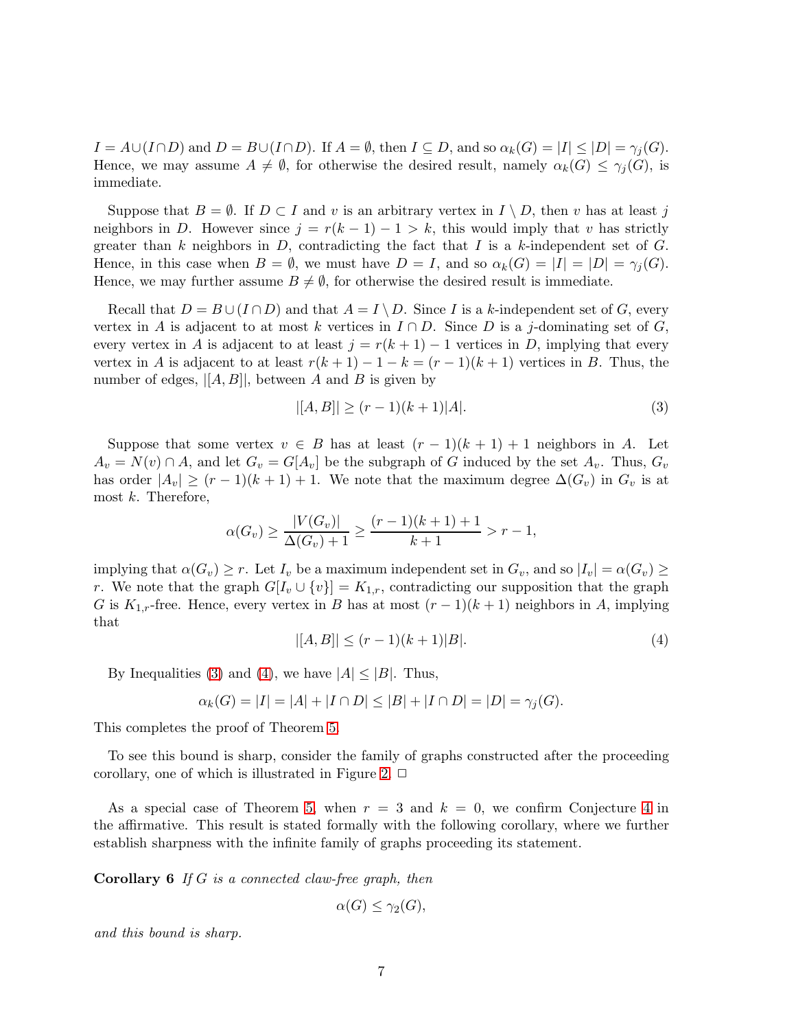$I = A \cup (I \cap D)$ and $D = B \cup (I \cap D)$. If $A = \emptyset$, then $I \subseteq D$, and so $\alpha_k(G) = |I| \le |D| = \gamma_j(G)$. Hence, we may assume $A \neq \emptyset$, for otherwise the desired result, namely $\alpha_k(G) \le \gamma_j(G)$, is immediate.

Suppose that $B = \emptyset$. If $D \subset I$ and $v$ is an arbitrary vertex in $I \setminus D$, then $v$ has at least $j$ neighbors in $D$. However since $j = r(k-1) - 1 > k$, this would imply that $v$ has strictly greater than $k$ neighbors in $D$, contradicting the fact that $I$ is a $k$-independent set of $G$. Hence, in this case when $B = \emptyset$, we must have $D = I$, and so $\alpha_k(G) = |I| = |D| = \gamma_j(G)$. Hence, we may further assume $B \neq \emptyset$, for otherwise the desired result is immediate.

Recall that $D = B \cup (I \cap D)$ and that $A = I \setminus D$. Since $I$ is a $k$-independent set of $G$, every vertex in $A$ is adjacent to at most $k$ vertices in $I \cap D$. Since $D$ is a $j$-dominating set of $G$, every vertex in $A$ is adjacent to at least $j = r(k+1) - 1$ vertices in $D$, implying that every vertex in $A$ is adjacent to at least $r(k+1) - 1 - k = (r-1)(k+1)$ vertices in $B$. Thus, the number of edges, $|[A, B]|$, between $A$ and $B$ is given by

$$|[A, B]| \ge (r-1)(k+1)|A|. \tag{3}$$

Suppose that some vertex $v \in B$ has at least $(r-1)(k+1) + 1$ neighbors in $A$. Let $A_v = N(v) \cap A$, and let $G_v = G[A_v]$ be the subgraph of $G$ induced by the set $A_v$. Thus, $G_v$ has order $|A_v| \ge (r-1)(k+1) + 1$. We note that the maximum degree $\Delta(G_v)$ in $G_v$ is at most $k$. Therefore,

$$\alpha(G_v) \ge \frac{|V(G_v)|}{\Delta(G_v) + 1} \ge \frac{(r-1)(k+1) + 1}{k+1} > r - 1,$$

implying that $\alpha(G_v) \ge r$. Let $I_v$ be a maximum independent set in $G_v$, and so $|I_v| = \alpha(G_v) \ge r$. We note that the graph $G[I_v \cup \{v\}] = K_{1,r}$, contradicting our supposition that the graph $G$ is $K_{1,r}$-free. Hence, every vertex in $B$ has at most $(r-1)(k+1)$ neighbors in $A$, implying that

$$|[A, B]| \le (r-1)(k+1)|B|. \tag{4}$$

By Inequalities (3) and (4), we have $|A| \le |B|$. Thus,

$$\alpha_k(G) = |I| = |A| + |I \cap D| \le |B| + |I \cap D| = |D| = \gamma_j(G).$$

This completes the proof of Theorem 5.

To see this bound is sharp, consider the family of graphs constructed after the proceeding corollary, one of which is illustrated in Figure 2. $\Box$

As a special case of Theorem 5, when $r = 3$ and $k = 0$, we confirm Conjecture 4 in the affirmative. This result is stated formally with the following corollary, where we further establish sharpness with the infinite family of graphs proceeding its statement.

**Corollary 6** *If $G$ is a connected claw-free graph, then*

$$\alpha(G) \le \gamma_2(G),$$

*and this bound is sharp.*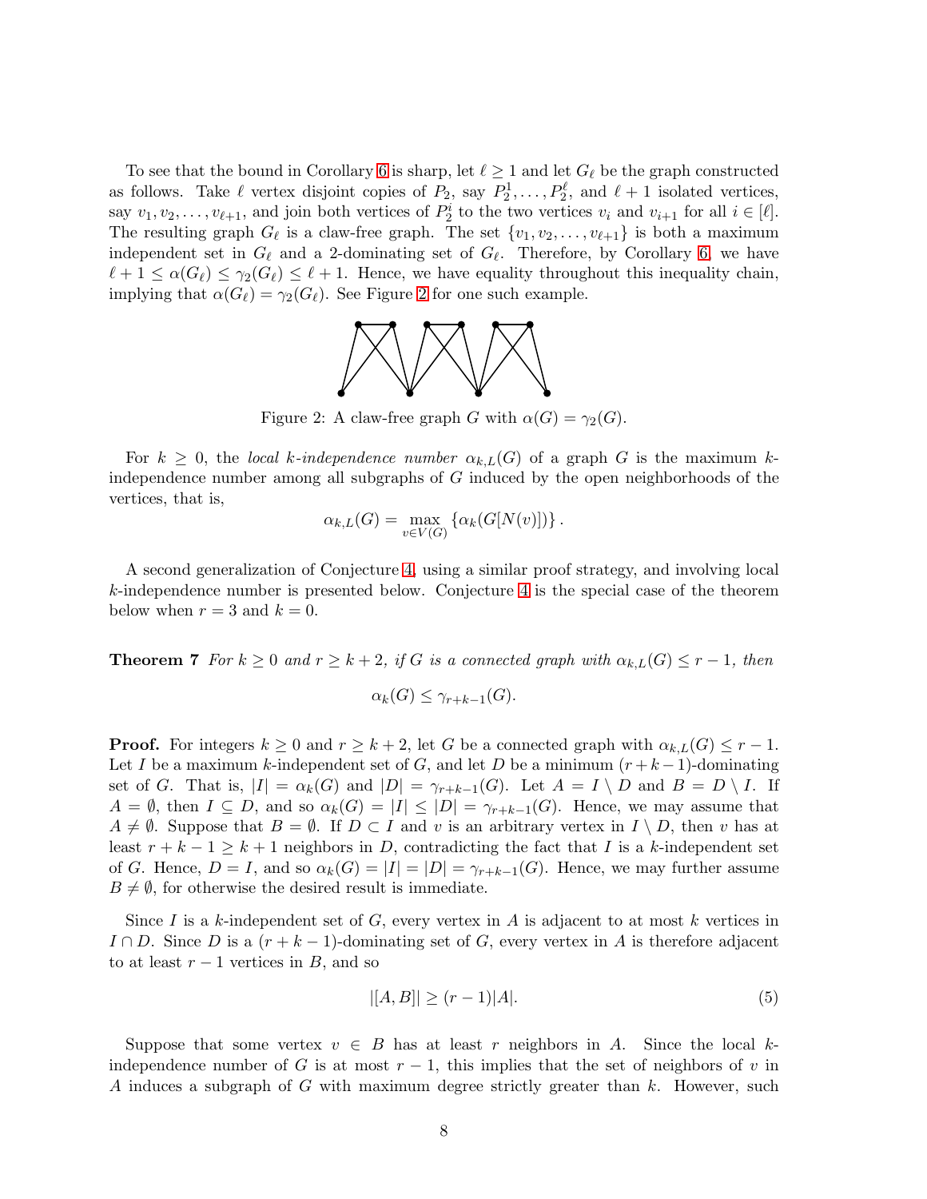To see that the bound in Corollary 6 is sharp, let $\ell \geq 1$ and let $G_\ell$ be the graph constructed as follows. Take $\ell$ vertex disjoint copies of $P_2$, say $P_2^1, \ldots, P_2^\ell$, and $\ell + 1$ isolated vertices, say $v_1, v_2, \ldots, v_{\ell+1}$, and join both vertices of $P_2^i$ to the two vertices $v_i$ and $v_{i+1}$ for all $i \in [\ell]$. The resulting graph $G_\ell$ is a claw-free graph. The set $\{v_1, v_2, \ldots, v_{\ell+1}\}$ is both a maximum independent set in $G_\ell$ and a 2-dominating set of $G_\ell$. Therefore, by Corollary 6, we have $\ell + 1 \leq \alpha(G_\ell) \leq \gamma_2(G_\ell) \leq \ell + 1$. Hence, we have equality throughout this inequality chain, implying that $\alpha(G_\ell) = \gamma_2(G_\ell)$. See Figure 2 for one such example.

Figure 2: A claw-free graph $G$ with $\alpha(G) = \gamma_2(G)$.

For $k \geq 0$, the *local $k$-independence number* $\alpha_{k,L}(G)$ of a graph $G$ is the maximum $k$-independence number among all subgraphs of $G$ induced by the open neighborhoods of the vertices, that is,

$$\alpha_{k,L}(G) = \max_{v \in V(G)} \{\alpha_k(G[N(v)])\}.$$

A second generalization of Conjecture 4, using a similar proof strategy, and involving local $k$-independence number is presented below. Conjecture 4 is the special case of the theorem below when $r = 3$ and $k = 0$.

**Theorem 7** *For $k \geq 0$ and $r \geq k + 2$, if $G$ is a connected graph with $\alpha_{k,L}(G) \leq r - 1$, then*

$$\alpha_k(G) \leq \gamma_{r+k-1}(G).$$

**Proof.** For integers $k \geq 0$ and $r \geq k + 2$, let $G$ be a connected graph with $\alpha_{k,L}(G) \leq r - 1$. Let $I$ be a maximum $k$-independent set of $G$, and let $D$ be a minimum $(r + k - 1)$-dominating set of $G$. That is, $|I| = \alpha_k(G)$ and $|D| = \gamma_{r+k-1}(G)$. Let $A = I \setminus D$ and $B = D \setminus I$. If $A = \emptyset$, then $I \subseteq D$, and so $\alpha_k(G) = |I| \leq |D| = \gamma_{r+k-1}(G)$. Hence, we may assume that $A \neq \emptyset$. Suppose that $B = \emptyset$. If $D \subset I$ and $v$ is an arbitrary vertex in $I \setminus D$, then $v$ has at least $r + k - 1 \geq k + 1$ neighbors in $D$, contradicting the fact that $I$ is a $k$-independent set of $G$. Hence, $D = I$, and so $\alpha_k(G) = |I| = |D| = \gamma_{r+k-1}(G)$. Hence, we may further assume $B \neq \emptyset$, for otherwise the desired result is immediate.

Since $I$ is a $k$-independent set of $G$, every vertex in $A$ is adjacent to at most $k$ vertices in $I \cap D$. Since $D$ is a $(r + k - 1)$-dominating set of $G$, every vertex in $A$ is therefore adjacent to at least $r - 1$ vertices in $B$, and so

$$|[A, B]| \geq (r - 1)|A|. \tag{5}$$

Suppose that some vertex $v \in B$ has at least $r$ neighbors in $A$. Since the local $k$-independence number of $G$ is at most $r - 1$, this implies that the set of neighbors of $v$ in $A$ induces a subgraph of $G$ with maximum degree strictly greater than $k$. However, such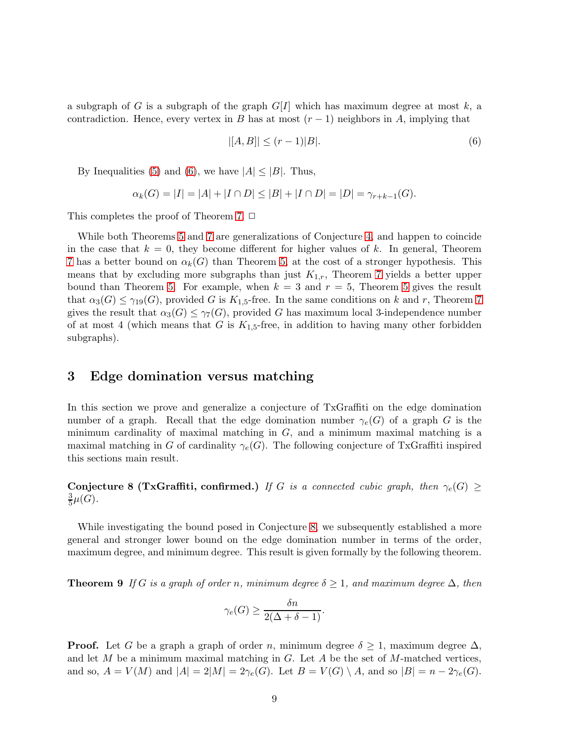a subgraph of $G$ is a subgraph of the graph $G[I]$ which has maximum degree at most $k$, a contradiction. Hence, every vertex in $B$ has at most $(r-1)$ neighbors in $A$, implying that

$$|[A, B]| \leq (r-1)|B|. \tag{6}$$

By Inequalities (5) and (6), we have $|A| \leq |B|$. Thus,

$$\alpha_k(G) = |I| = |A| + |I \cap D| \leq |B| + |I \cap D| = |D| = \gamma_{r+k-1}(G).$$

This completes the proof of Theorem 7. $\Box$

While both Theorems 5 and 7 are generalizations of Conjecture 4, and happen to coincide in the case that $k = 0$, they become different for higher values of $k$. In general, Theorem 7 has a better bound on $\alpha_k(G)$ than Theorem 5, at the cost of a stronger hypothesis. This means that by excluding more subgraphs than just $K_{1,r}$, Theorem 7 yields a better upper bound than Theorem 5. For example, when $k = 3$ and $r = 5$, Theorem 5 gives the result that $\alpha_3(G) \leq \gamma_{19}(G)$, provided $G$ is $K_{1,5}$-free. In the same conditions on $k$ and $r$, Theorem 7 gives the result that $\alpha_3(G) \leq \gamma_7(G)$, provided $G$ has maximum local 3-independence number of at most 4 (which means that $G$ is $K_{1,5}$-free, in addition to having many other forbidden subgraphs).

## 3 Edge domination versus matching

In this section we prove and generalize a conjecture of TxGraffiti on the edge domination number of a graph. Recall that the edge domination number $\gamma_e(G)$ of a graph $G$ is the minimum cardinality of maximal matching in $G$, and a minimum maximal matching is a maximal matching in $G$ of cardinality $\gamma_e(G)$. The following conjecture of TxGraffiti inspired this sections main result.

**Conjecture 8 (TxGraffiti, confirmed.)** *If $G$ is a connected cubic graph, then $\gamma_e(G) \geq \frac{3}{5}\mu(G)$.*

While investigating the bound posed in Conjecture 8, we subsequently established a more general and stronger lower bound on the edge domination number in terms of the order, maximum degree, and minimum degree. This result is given formally by the following theorem.

**Theorem 9** *If $G$ is a graph of order $n$, minimum degree $\delta \geq 1$, and maximum degree $\Delta$, then*

$$\gamma_e(G) \geq \frac{\delta n}{2(\Delta + \delta - 1)}.$$

**Proof.** Let $G$ be a graph a graph of order $n$, minimum degree $\delta \geq 1$, maximum degree $\Delta$, and let $M$ be a minimum maximal matching in $G$. Let $A$ be the set of $M$-matched vertices, and so, $A = V(M)$ and $|A| = 2|M| = 2\gamma_e(G)$. Let $B = V(G) \setminus A$, and so $|B| = n - 2\gamma_e(G)$.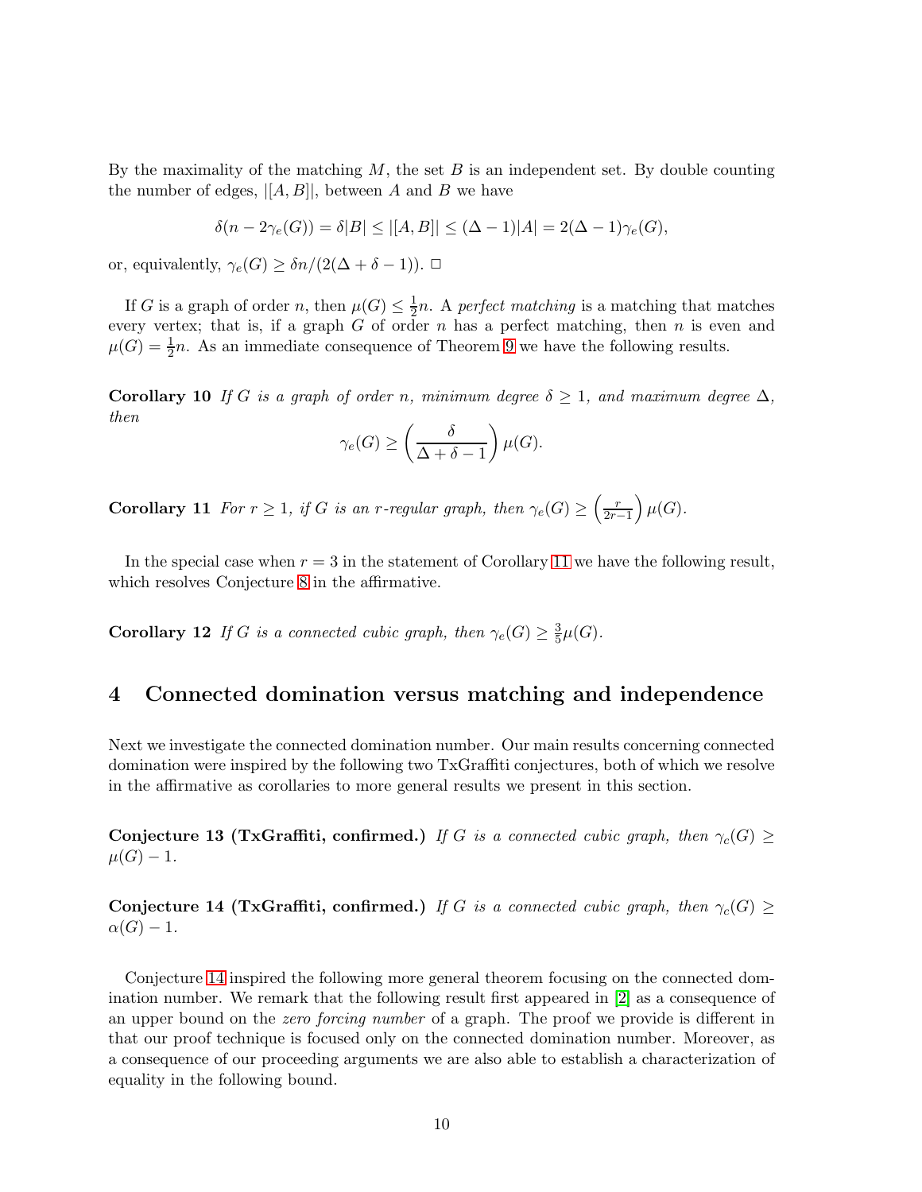By the maximality of the matching $M$, the set $B$ is an independent set. By double counting the number of edges, $|[A, B]|$, between $A$ and $B$ we have

$$\delta(n - 2\gamma_e(G)) = \delta|B| \leq |[A, B]| \leq (\Delta - 1)|A| = 2(\Delta - 1)\gamma_e(G),$$

or, equivalently, $\gamma_e(G) \geq \delta n/(2(\Delta + \delta - 1))$. $\square$

If $G$ is a graph of order $n$, then $\mu(G) \leq \frac{1}{2}n$. A *perfect matching* is a matching that matches every vertex; that is, if a graph $G$ of order $n$ has a perfect matching, then $n$ is even and $\mu(G) = \frac{1}{2}n$. As an immediate consequence of Theorem 9 we have the following results.

**Corollary 10** *If $G$ is a graph of order $n$, minimum degree $\delta \geq 1$, and maximum degree $\Delta$, then*

$$\gamma_e(G) \geq \left(\frac{\delta}{\Delta + \delta - 1}\right) \mu(G).$$

**Corollary 11** *For $r \geq 1$, if $G$ is an $r$-regular graph, then $\gamma_e(G) \geq \left(\frac{r}{2r-1}\right) \mu(G)$.*

In the special case when $r = 3$ in the statement of Corollary 11 we have the following result, which resolves Conjecture 8 in the affirmative.

**Corollary 12** *If $G$ is a connected cubic graph, then $\gamma_e(G) \geq \frac{3}{5}\mu(G)$.*

## 4 Connected domination versus matching and independence

Next we investigate the connected domination number. Our main results concerning connected domination were inspired by the following two TxGraffiti conjectures, both of which we resolve in the affirmative as corollaries to more general results we present in this section.

**Conjecture 13 (TxGraffiti, confirmed.)** *If $G$ is a connected cubic graph, then $\gamma_c(G) \geq \mu(G) - 1$.*

**Conjecture 14 (TxGraffiti, confirmed.)** *If $G$ is a connected cubic graph, then $\gamma_c(G) \geq \alpha(G) - 1$.*

Conjecture 14 inspired the following more general theorem focusing on the connected domination number. We remark that the following result first appeared in [2] as a consequence of an upper bound on the *zero forcing number* of a graph. The proof we provide is different in that our proof technique is focused only on the connected domination number. Moreover, as a consequence of our proceeding arguments we are also able to establish a characterization of equality in the following bound.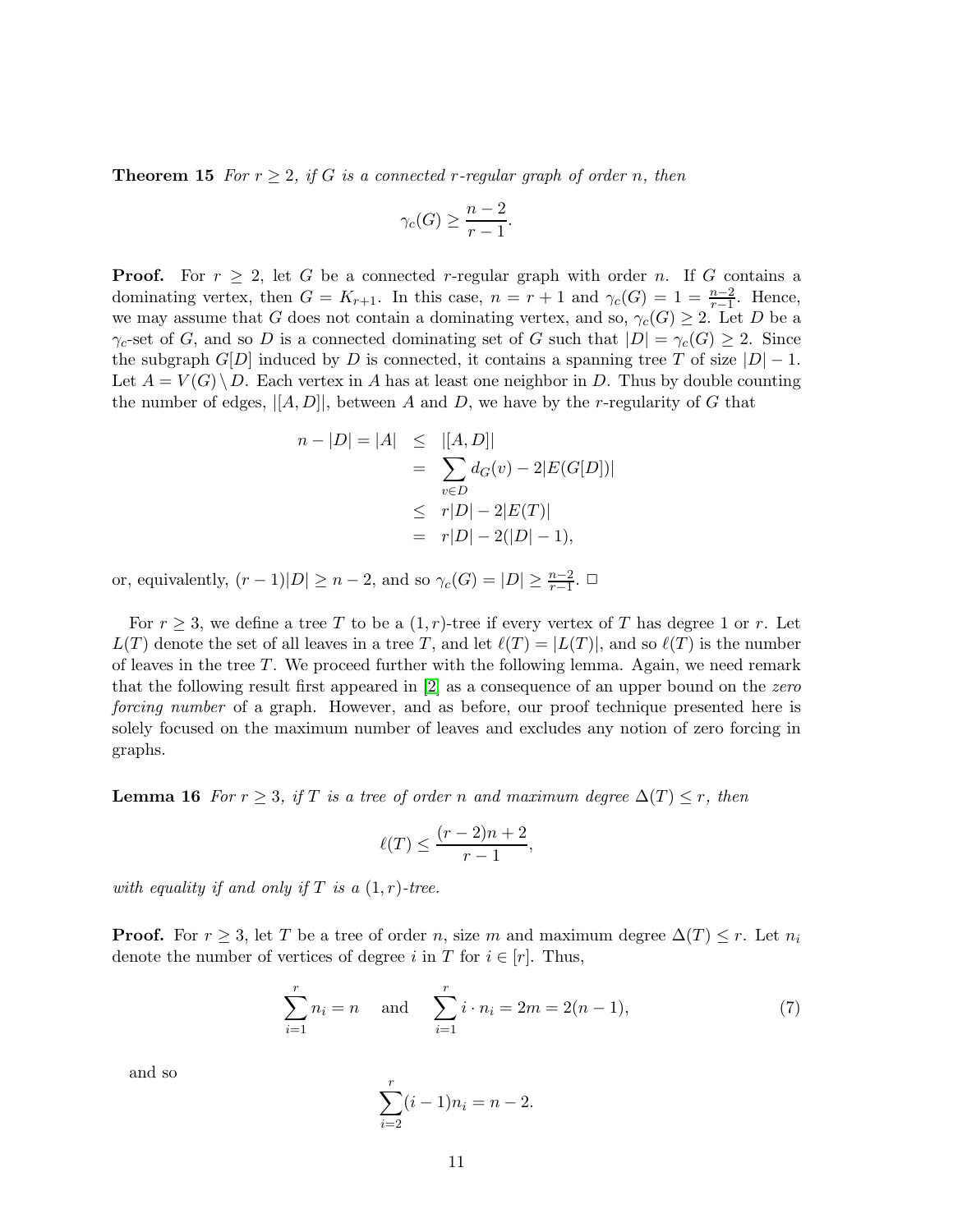**Theorem 15** *For $r \geq 2$, if $G$ is a connected $r$-regular graph of order $n$, then*

$$\gamma_c(G) \geq \frac{n-2}{r-1}.$$

**Proof.** For $r \geq 2$, let $G$ be a connected $r$-regular graph with order $n$. If $G$ contains a dominating vertex, then $G = K_{r+1}$. In this case, $n = r+1$ and $\gamma_c(G) = 1 = \frac{n-2}{r-1}$. Hence, we may assume that $G$ does not contain a dominating vertex, and so, $\gamma_c(G) \geq 2$. Let $D$ be a $\gamma_c$-set of $G$, and so $D$ is a connected dominating set of $G$ such that $|D| = \gamma_c(G) \geq 2$. Since the subgraph $G[D]$ induced by $D$ is connected, it contains a spanning tree $T$ of size $|D|-1$. Let $A = V(G) \setminus D$. Each vertex in $A$ has at least one neighbor in $D$. Thus by double counting the number of edges, $|[A,D]|$, between $A$ and $D$, we have by the $r$-regularity of $G$ that

$$\begin{aligned} n - |D| = |A| &\leq |[A,D]| \\ &= \sum_{v \in D} d_G(v) - 2|E(G[D])| \\ &\leq r|D| - 2|E(T)| \\ &= r|D| - 2(|D|-1), \end{aligned}$$

or, equivalently, $(r-1)|D| \geq n-2$, and so $\gamma_c(G) = |D| \geq \frac{n-2}{r-1}$. $\Box$

For $r \geq 3$, we define a tree $T$ to be a $(1,r)$-tree if every vertex of $T$ has degree 1 or $r$. Let $L(T)$ denote the set of all leaves in a tree $T$, and let $\ell(T) = |L(T)|$, and so $\ell(T)$ is the number of leaves in the tree $T$. We proceed further with the following lemma. Again, we need remark that the following result first appeared in [2] as a consequence of an upper bound on the *zero forcing number* of a graph. However, and as before, our proof technique presented here is solely focused on the maximum number of leaves and excludes any notion of zero forcing in graphs.

**Lemma 16** *For $r \geq 3$, if $T$ is a tree of order $n$ and maximum degree $\Delta(T) \leq r$, then*

$$\ell(T) \leq \frac{(r-2)n+2}{r-1},$$

*with equality if and only if $T$ is a $(1,r)$-tree.*

**Proof.** For $r \geq 3$, let $T$ be a tree of order $n$, size $m$ and maximum degree $\Delta(T) \leq r$. Let $n_i$ denote the number of vertices of degree $i$ in $T$ for $i \in [r]$. Thus,

$$\sum_{i=1}^{r} n_i = n \quad \text{and} \quad \sum_{i=1}^{r} i \cdot n_i = 2m = 2(n-1), \tag{7}$$

and so

$$\sum_{i=2}^{r} (i-1)n_i = n-2.$$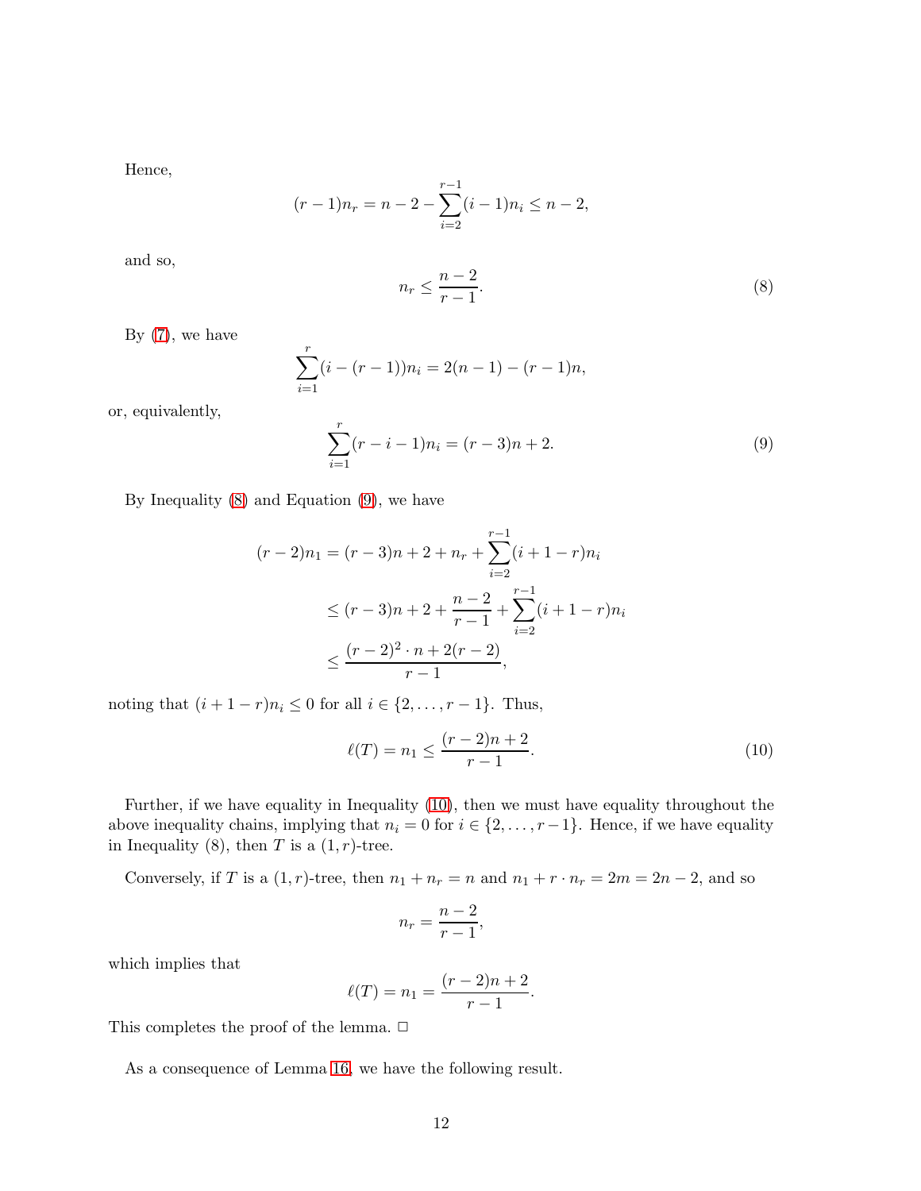Hence,

$$(r-1)n_r = n - 2 - \sum_{i=2}^{r-1}(i-1)n_i \leq n-2,$$

and so,

$$n_r \leq \frac{n-2}{r-1}. \tag{8}$$

By (7), we have

$$\sum_{i=1}^{r}(i-(r-1))n_i = 2(n-1) - (r-1)n,$$

or, equivalently,

$$\sum_{i=1}^{r}(r-i-1)n_i = (r-3)n + 2. \tag{9}$$

By Inequality (8) and Equation (9), we have

$$\begin{aligned}
(r-2)n_1 &= (r-3)n + 2 + n_r + \sum_{i=2}^{r-1}(i+1-r)n_i \\
&\leq (r-3)n + 2 + \frac{n-2}{r-1} + \sum_{i=2}^{r-1}(i+1-r)n_i \\
&\leq \frac{(r-2)^2 \cdot n + 2(r-2)}{r-1},
\end{aligned}$$

noting that $(i+1-r)n_i \leq 0$ for all $i \in \{2, \ldots, r-1\}$. Thus,

$$\ell(T) = n_1 \leq \frac{(r-2)n+2}{r-1}. \tag{10}$$

Further, if we have equality in Inequality (10), then we must have equality throughout the above inequality chains, implying that $n_i = 0$ for $i \in \{2, \ldots, r-1\}$. Hence, if we have equality in Inequality (8), then $T$ is a $(1,r)$-tree.

Conversely, if $T$ is a $(1,r)$-tree, then $n_1 + n_r = n$ and $n_1 + r \cdot n_r = 2m = 2n-2$, and so

$$n_r = \frac{n-2}{r-1},$$

which implies that

$$\ell(T) = n_1 = \frac{(r-2)n+2}{r-1}.$$

This completes the proof of the lemma. □

As a consequence of Lemma 16, we have the following result.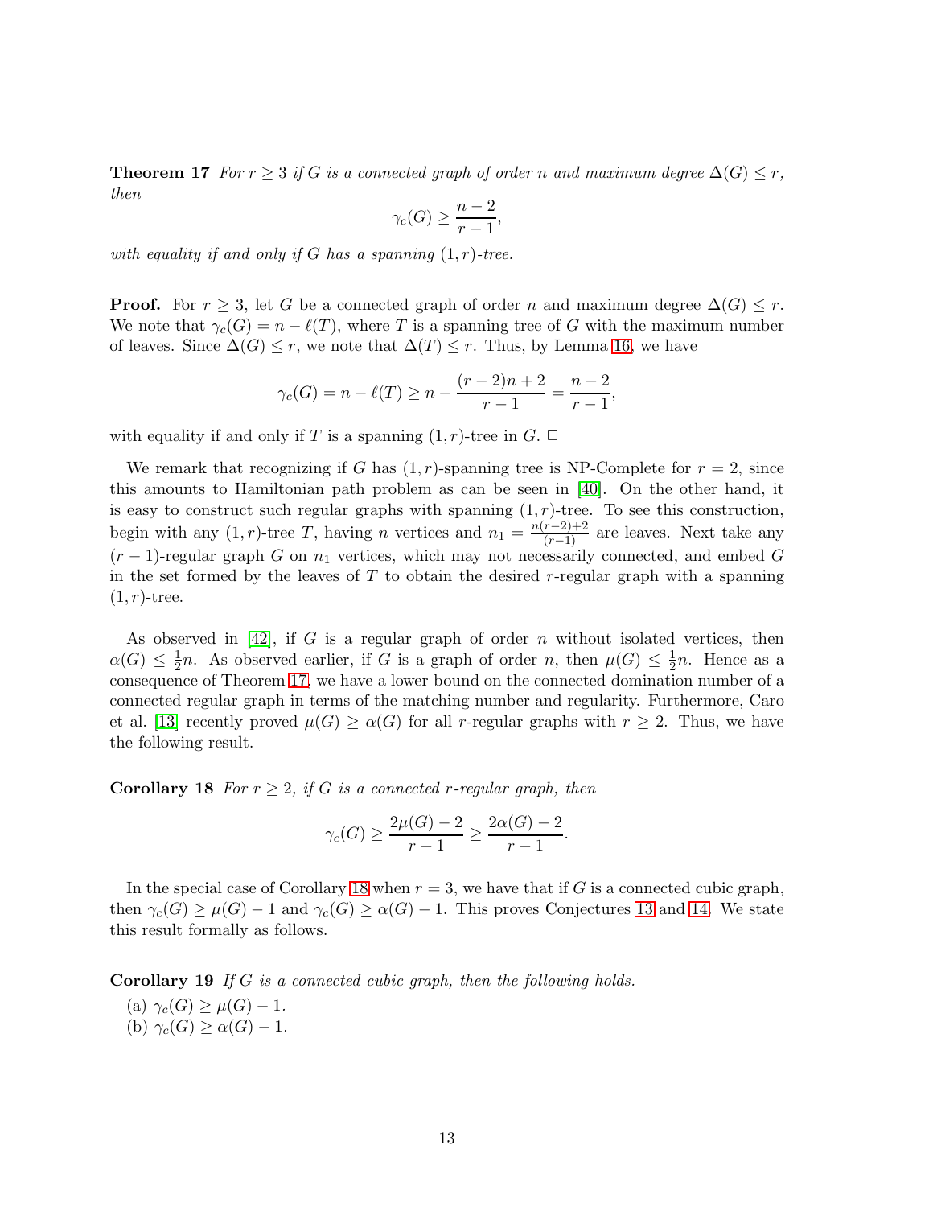**Theorem 17** *For $r \geq 3$ if $G$ is a connected graph of order $n$ and maximum degree $\Delta(G) \leq r$, then*

$$\gamma_c(G) \geq \frac{n-2}{r-1},$$

*with equality if and only if $G$ has a spanning $(1, r)$-tree.*

**Proof.** For $r \geq 3$, let $G$ be a connected graph of order $n$ and maximum degree $\Delta(G) \leq r$. We note that $\gamma_c(G) = n - \ell(T)$, where $T$ is a spanning tree of $G$ with the maximum number of leaves. Since $\Delta(G) \leq r$, we note that $\Delta(T) \leq r$. Thus, by Lemma 16, we have

$$\gamma_c(G) = n - \ell(T) \geq n - \frac{(r-2)n+2}{r-1} = \frac{n-2}{r-1},$$

with equality if and only if $T$ is a spanning $(1, r)$-tree in $G$. $\Box$

We remark that recognizing if $G$ has $(1, r)$-spanning tree is NP-Complete for $r = 2$, since this amounts to Hamiltonian path problem as can be seen in [40]. On the other hand, it is easy to construct such regular graphs with spanning $(1, r)$-tree. To see this construction, begin with any $(1, r)$-tree $T$, having $n$ vertices and $n_1 = \frac{n(r-2)+2}{(r-1)}$ are leaves. Next take any $(r-1)$-regular graph $G$ on $n_1$ vertices, which may not necessarily connected, and embed $G$ in the set formed by the leaves of $T$ to obtain the desired $r$-regular graph with a spanning $(1, r)$-tree.

As observed in [42], if $G$ is a regular graph of order $n$ without isolated vertices, then $\alpha(G) \leq \frac{1}{2}n$. As observed earlier, if $G$ is a graph of order $n$, then $\mu(G) \leq \frac{1}{2}n$. Hence as a consequence of Theorem 17, we have a lower bound on the connected domination number of a connected regular graph in terms of the matching number and regularity. Furthermore, Caro et al. [13] recently proved $\mu(G) \geq \alpha(G)$ for all $r$-regular graphs with $r \geq 2$. Thus, we have the following result.

**Corollary 18** *For $r \geq 2$, if $G$ is a connected $r$-regular graph, then*

$$\gamma_c(G) \geq \frac{2\mu(G)-2}{r-1} \geq \frac{2\alpha(G)-2}{r-1}.$$

In the special case of Corollary 18 when $r = 3$, we have that if $G$ is a connected cubic graph, then $\gamma_c(G) \geq \mu(G) - 1$ and $\gamma_c(G) \geq \alpha(G) - 1$. This proves Conjectures 13 and 14. We state this result formally as follows.

**Corollary 19** *If $G$ is a connected cubic graph, then the following holds.*

(a) $\gamma_c(G) \geq \mu(G) - 1$.
(b) $\gamma_c(G) \geq \alpha(G) - 1$.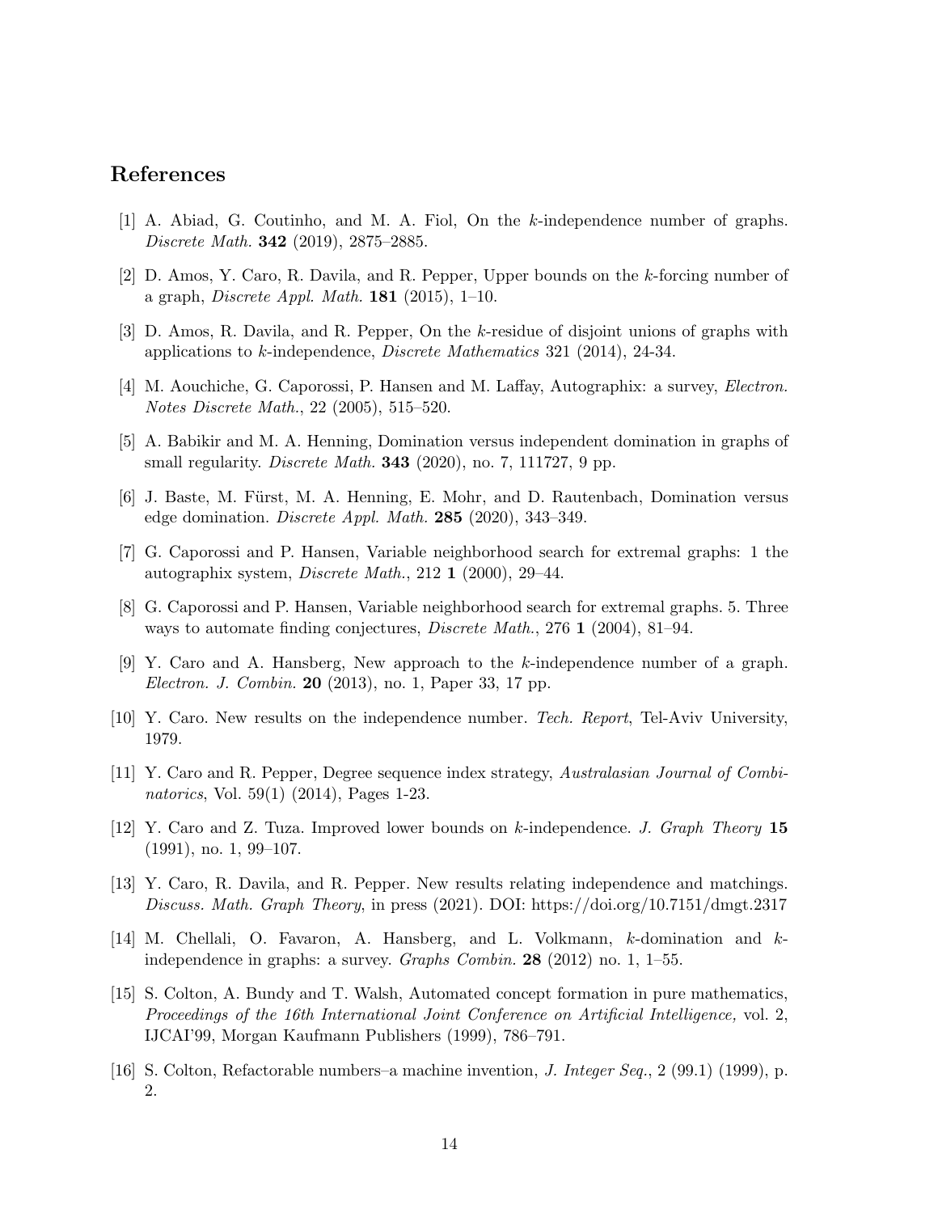## References

[1] A. Abiad, G. Coutinho, and M. A. Fiol, On the $k$-independence number of graphs. *Discrete Math.* **342** (2019), 2875–2885.

[2] D. Amos, Y. Caro, R. Davila, and R. Pepper, Upper bounds on the $k$-forcing number of a graph, *Discrete Appl. Math.* **181** (2015), 1–10.

[3] D. Amos, R. Davila, and R. Pepper, On the $k$-residue of disjoint unions of graphs with applications to $k$-independence, *Discrete Mathematics* 321 (2014), 24-34.

[4] M. Aouchiche, G. Caporossi, P. Hansen and M. Laffay, Autographix: a survey, *Electron. Notes Discrete Math.*, 22 (2005), 515–520.

[5] A. Babikir and M. A. Henning, Domination versus independent domination in graphs of small regularity. *Discrete Math.* **343** (2020), no. 7, 111727, 9 pp.

[6] J. Baste, M. Fürst, M. A. Henning, E. Mohr, and D. Rautenbach, Domination versus edge domination. *Discrete Appl. Math.* **285** (2020), 343–349.

[7] G. Caporossi and P. Hansen, Variable neighborhood search for extremal graphs: 1 the autographix system, *Discrete Math.*, 212 **1** (2000), 29–44.

[8] G. Caporossi and P. Hansen, Variable neighborhood search for extremal graphs. 5. Three ways to automate finding conjectures, *Discrete Math.*, 276 **1** (2004), 81–94.

[9] Y. Caro and A. Hansberg, New approach to the $k$-independence number of a graph. *Electron. J. Combin.* **20** (2013), no. 1, Paper 33, 17 pp.

[10] Y. Caro. New results on the independence number. *Tech. Report*, Tel-Aviv University, 1979.

[11] Y. Caro and R. Pepper, Degree sequence index strategy, *Australasian Journal of Combinatorics*, Vol. 59(1) (2014), Pages 1-23.

[12] Y. Caro and Z. Tuza. Improved lower bounds on $k$-independence. *J. Graph Theory* **15** (1991), no. 1, 99–107.

[13] Y. Caro, R. Davila, and R. Pepper. New results relating independence and matchings. *Discuss. Math. Graph Theory*, in press (2021). DOI: https://doi.org/10.7151/dmgt.2317

[14] M. Chellali, O. Favaron, A. Hansberg, and L. Volkmann, $k$-domination and $k$-independence in graphs: a survey. *Graphs Combin.* **28** (2012) no. 1, 1–55.

[15] S. Colton, A. Bundy and T. Walsh, Automated concept formation in pure mathematics, *Proceedings of the 16th International Joint Conference on Artificial Intelligence,* vol. 2, IJCAI'99, Morgan Kaufmann Publishers (1999), 786–791.

[16] S. Colton, Refactorable numbers–a machine invention, *J. Integer Seq.*, 2 (99.1) (1999), p. 2.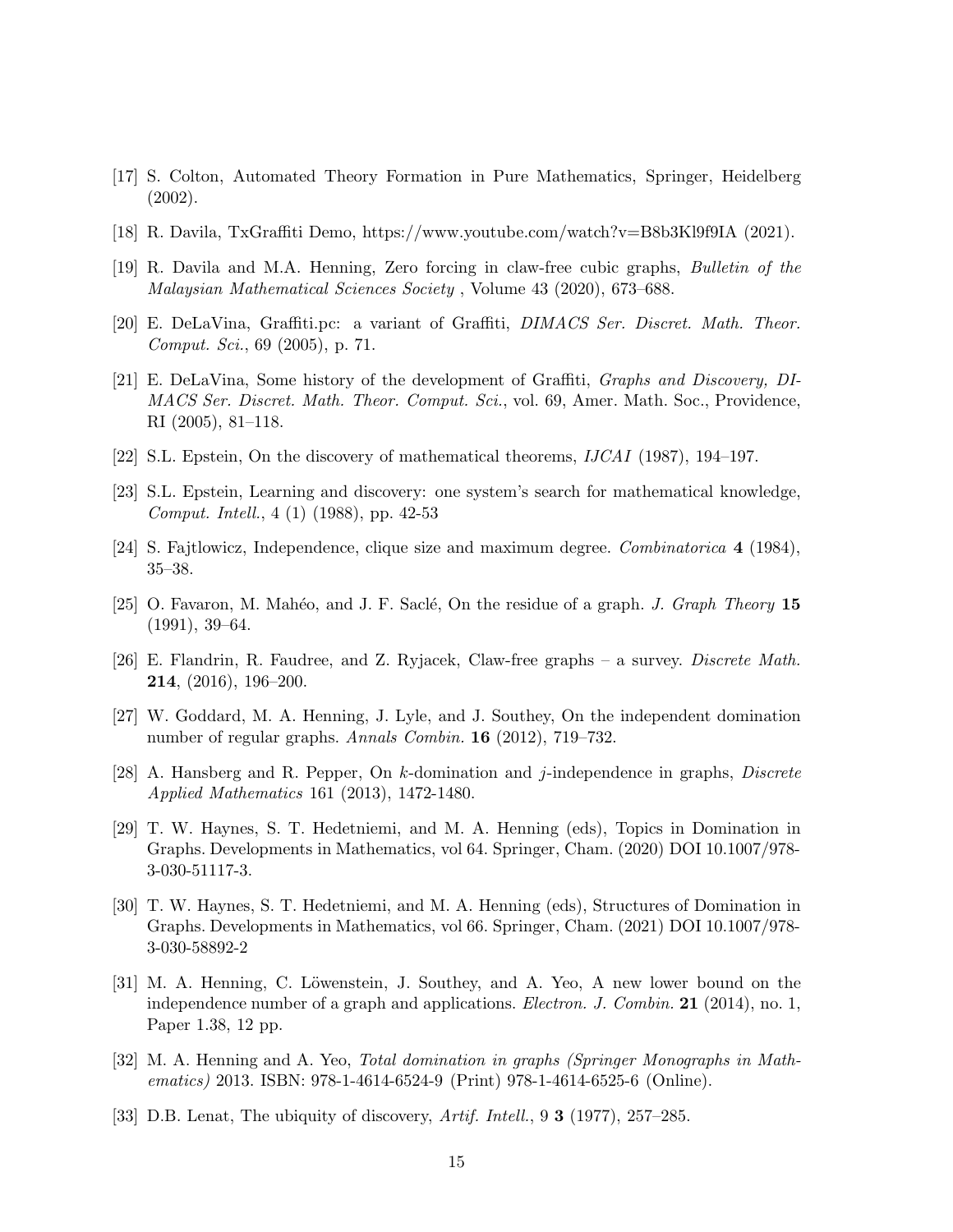[17] S. Colton, Automated Theory Formation in Pure Mathematics, Springer, Heidelberg (2002).

[18] R. Davila, TxGraffiti Demo, https://www.youtube.com/watch?v=B8b3Kl9f9IA (2021).

[19] R. Davila and M.A. Henning, Zero forcing in claw-free cubic graphs, *Bulletin of the Malaysian Mathematical Sciences Society* , Volume 43 (2020), 673–688.

[20] E. DeLaVina, Graffiti.pc: a variant of Graffiti, *DIMACS Ser. Discret. Math. Theor. Comput. Sci.*, 69 (2005), p. 71.

[21] E. DeLaVina, Some history of the development of Graffiti, *Graphs and Discovery, DIMACS Ser. Discret. Math. Theor. Comput. Sci.*, vol. 69, Amer. Math. Soc., Providence, RI (2005), 81–118.

[22] S.L. Epstein, On the discovery of mathematical theorems, *IJCAI* (1987), 194–197.

[23] S.L. Epstein, Learning and discovery: one system's search for mathematical knowledge, *Comput. Intell.*, 4 (1) (1988), pp. 42-53

[24] S. Fajtlowicz, Independence, clique size and maximum degree. *Combinatorica* **4** (1984), 35–38.

[25] O. Favaron, M. Mahéo, and J. F. Saclé, On the residue of a graph. *J. Graph Theory* **15** (1991), 39–64.

[26] E. Flandrin, R. Faudree, and Z. Ryjacek, Claw-free graphs – a survey. *Discrete Math.* **214**, (2016), 196–200.

[27] W. Goddard, M. A. Henning, J. Lyle, and J. Southey, On the independent domination number of regular graphs. *Annals Combin.* **16** (2012), 719–732.

[28] A. Hansberg and R. Pepper, On $k$-domination and $j$-independence in graphs, *Discrete Applied Mathematics* 161 (2013), 1472-1480.

[29] T. W. Haynes, S. T. Hedetniemi, and M. A. Henning (eds), Topics in Domination in Graphs. Developments in Mathematics, vol 64. Springer, Cham. (2020) DOI 10.1007/978-3-030-51117-3.

[30] T. W. Haynes, S. T. Hedetniemi, and M. A. Henning (eds), Structures of Domination in Graphs. Developments in Mathematics, vol 66. Springer, Cham. (2021) DOI 10.1007/978-3-030-58892-2

[31] M. A. Henning, C. Löwenstein, J. Southey, and A. Yeo, A new lower bound on the independence number of a graph and applications. *Electron. J. Combin.* **21** (2014), no. 1, Paper 1.38, 12 pp.

[32] M. A. Henning and A. Yeo, *Total domination in graphs (Springer Monographs in Mathematics)* 2013. ISBN: 978-1-4614-6524-9 (Print) 978-1-4614-6525-6 (Online).

[33] D.B. Lenat, The ubiquity of discovery, *Artif. Intell.*, 9 **3** (1977), 257–285.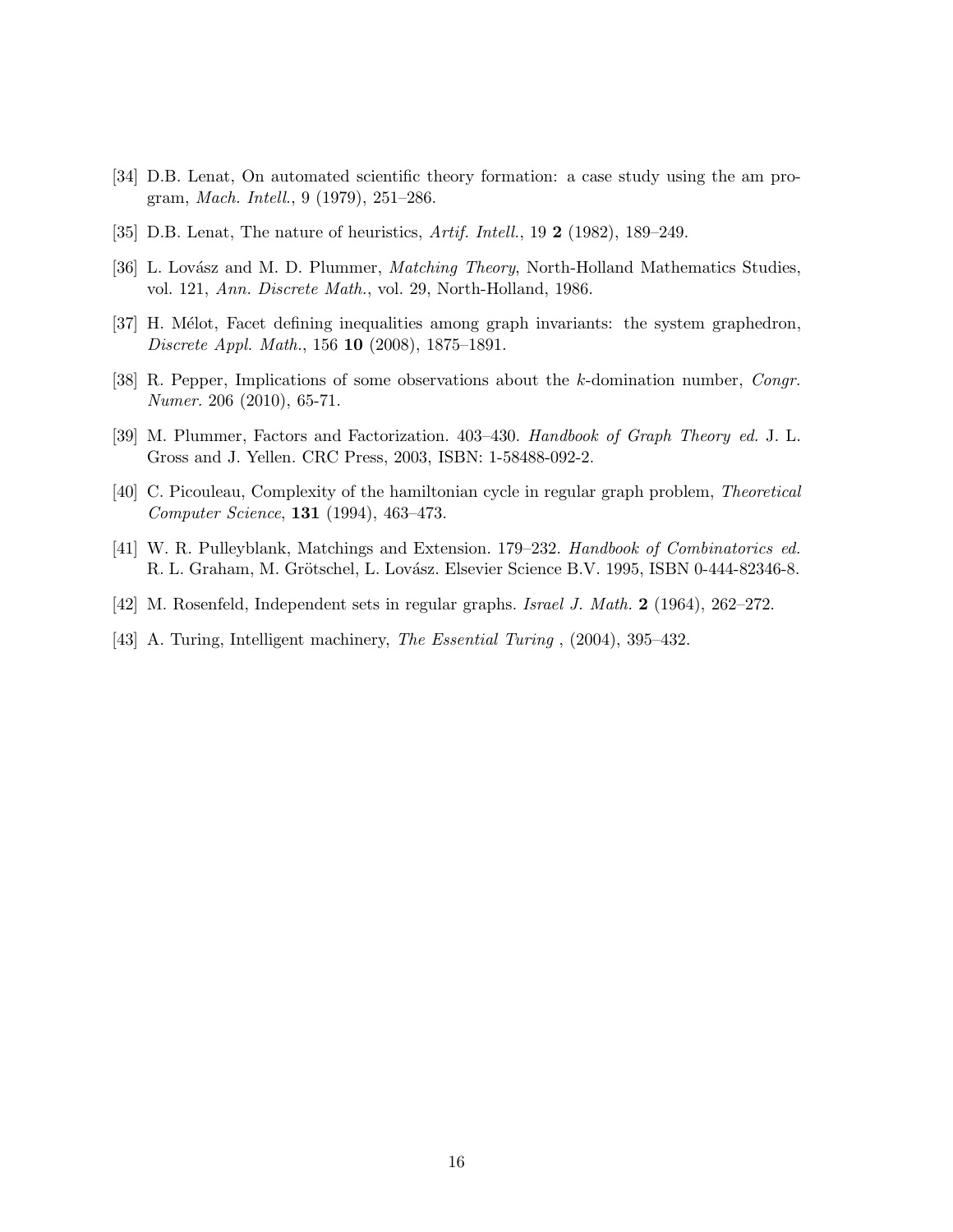[34] D.B. Lenat, On automated scientific theory formation: a case study using the am program, *Mach. Intell.*, 9 (1979), 251–286.

[35] D.B. Lenat, The nature of heuristics, *Artif. Intell.*, 19 **2** (1982), 189–249.

[36] L. Lovász and M. D. Plummer, *Matching Theory*, North-Holland Mathematics Studies, vol. 121, *Ann. Discrete Math.*, vol. 29, North-Holland, 1986.

[37] H. Mélot, Facet defining inequalities among graph invariants: the system graphedron, *Discrete Appl. Math.*, 156 **10** (2008), 1875–1891.

[38] R. Pepper, Implications of some observations about the $k$-domination number, *Congr. Numer.* 206 (2010), 65-71.

[39] M. Plummer, Factors and Factorization. 403–430. *Handbook of Graph Theory ed.* J. L. Gross and J. Yellen. CRC Press, 2003, ISBN: 1-58488-092-2.

[40] C. Picouleau, Complexity of the hamiltonian cycle in regular graph problem, *Theoretical Computer Science*, **131** (1994), 463–473.

[41] W. R. Pulleyblank, Matchings and Extension. 179–232. *Handbook of Combinatorics ed.* R. L. Graham, M. Grötschel, L. Lovász. Elsevier Science B.V. 1995, ISBN 0-444-82346-8.

[42] M. Rosenfeld, Independent sets in regular graphs. *Israel J. Math.* **2** (1964), 262–272.

[43] A. Turing, Intelligent machinery, *The Essential Turing* , (2004), 395–432.